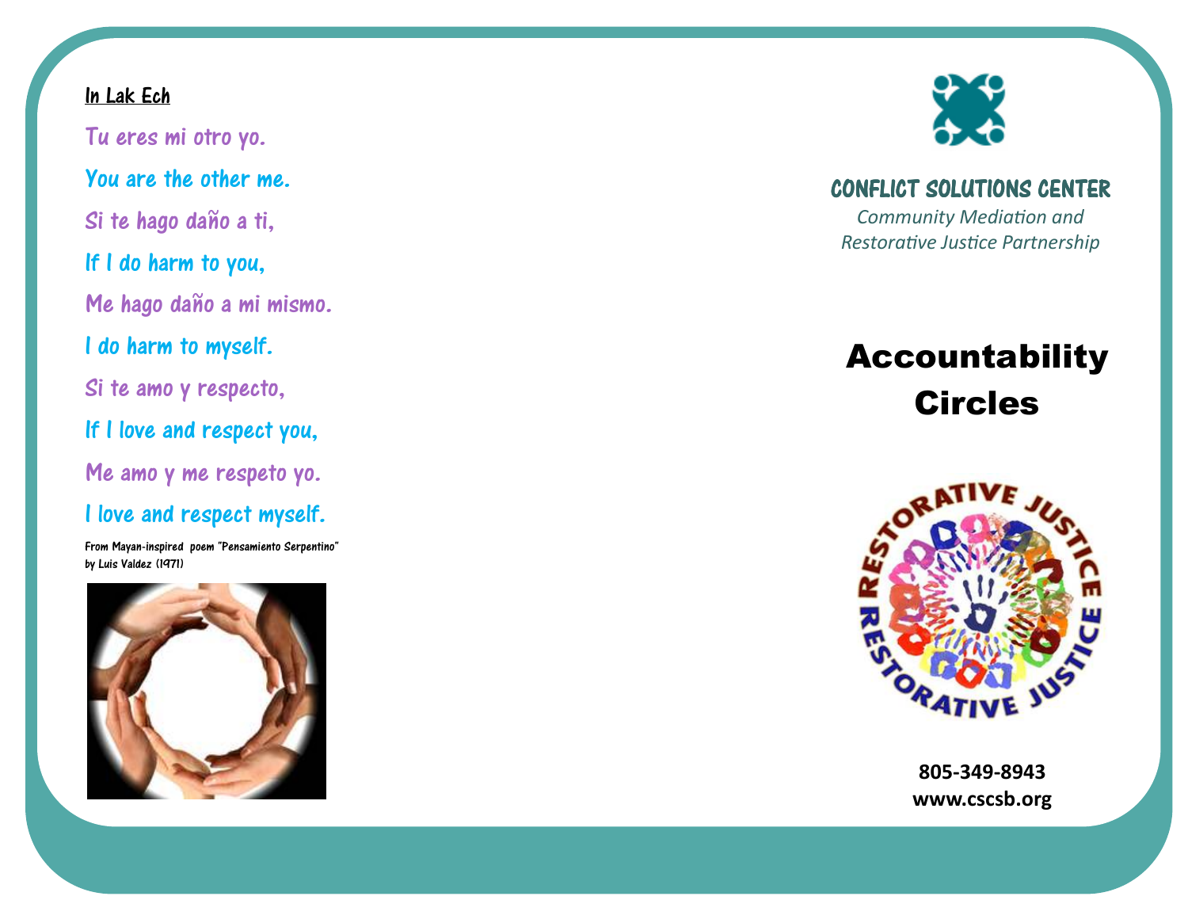**In Lak Ech**

Tu eres mi otro yo.

You are the other me.

Si te hago daño a ti,

If I do harm to you,

Me hago daño a mi mismo.

I do harm to myself.

Si te amo y respecto,

If I love and respect you,

Me amo y me respeto yo.

I love and respect myself.

From Mayan-inspired poem "Pensamiento Serpentino" by Luis Valdez (1971)

## CONFLICT SOLUTIONS CENTER

*Community Mediation and Restorative Justice Partnership*

# Accountability Circles

RESTORATIVE JUSTICE

**805-349-8943**
**www.cscsb.org**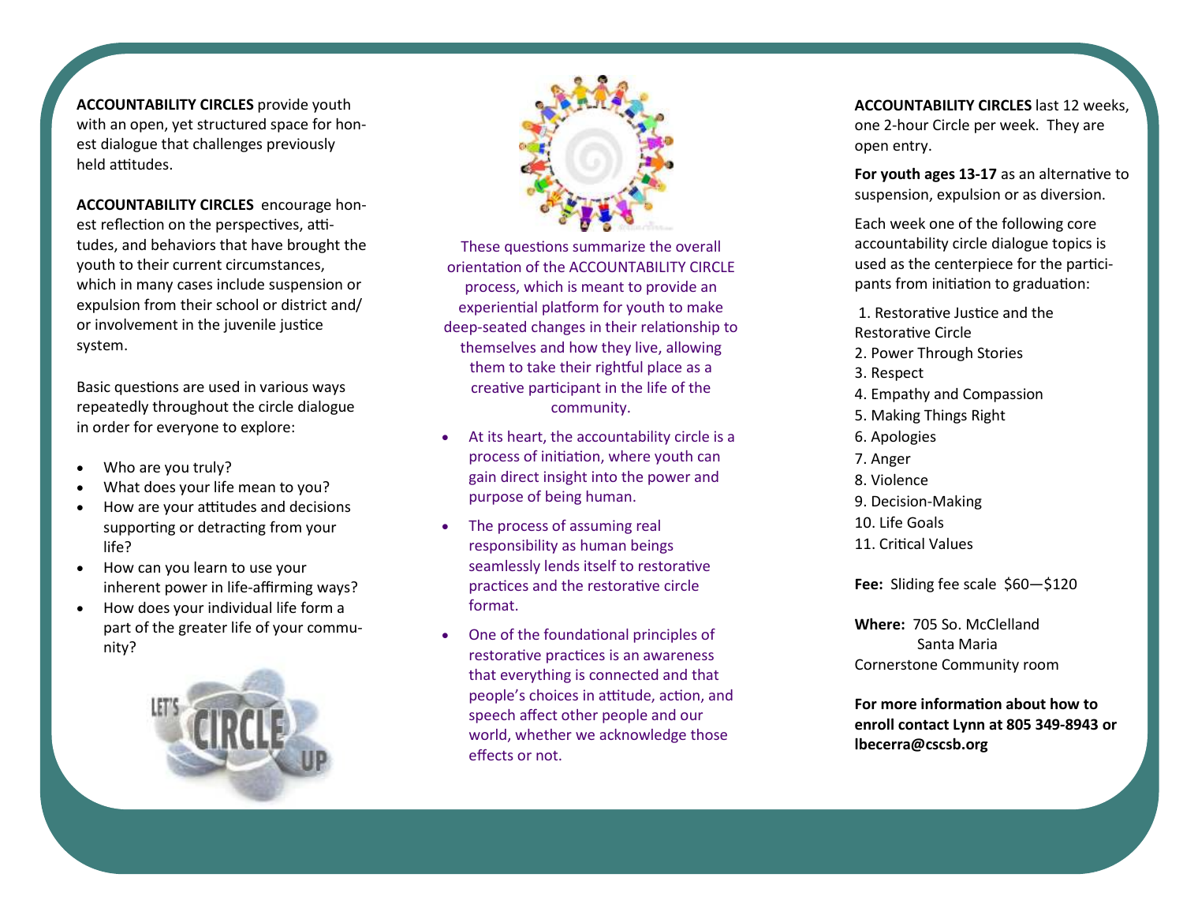**ACCOUNTABILITY CIRCLES** provide youth with an open, yet structured space for honest dialogue that challenges previously held attitudes.

**ACCOUNTABILITY CIRCLES** encourage honest reflection on the perspectives, attitudes, and behaviors that have brought the youth to their current circumstances, which in many cases include suspension or expulsion from their school or district and/or involvement in the juvenile justice system.

Basic questions are used in various ways repeatedly throughout the circle dialogue in order for everyone to explore:

- Who are you truly?
- What does your life mean to you?
- How are your attitudes and decisions supporting or detracting from your life?
- How can you learn to use your inherent power in life-affirming ways?
- How does your individual life form a part of the greater life of your community?

These questions summarize the overall orientation of the ACCOUNTABILITY CIRCLE process, which is meant to provide an experiential platform for youth to make deep-seated changes in their relationship to themselves and how they live, allowing them to take their rightful place as a creative participant in the life of the community.

- At its heart, the accountability circle is a process of initiation, where youth can gain direct insight into the power and purpose of being human.
- The process of assuming real responsibility as human beings seamlessly lends itself to restorative practices and the restorative circle format.
- One of the foundational principles of restorative practices is an awareness that everything is connected and that people's choices in attitude, action, and speech affect other people and our world, whether we acknowledge those effects or not.

**ACCOUNTABILITY CIRCLES** last 12 weeks, one 2-hour Circle per week. They are open entry.

**For youth ages 13-17** as an alternative to suspension, expulsion or as diversion.

Each week one of the following core accountability circle dialogue topics is used as the centerpiece for the participants from initiation to graduation:

1. Restorative Justice and the Restorative Circle
2. Power Through Stories
3. Respect
4. Empathy and Compassion
5. Making Things Right
6. Apologies
7. Anger
8. Violence
9. Decision-Making
10. Life Goals
11. Critical Values

**Fee:** Sliding fee scale $60—$120

**Where:** 705 So. McClelland
Santa Maria
Cornerstone Community room

**For more information about how to enroll contact Lynn at 805 349-8943 or lbecerra@cscsb.org**